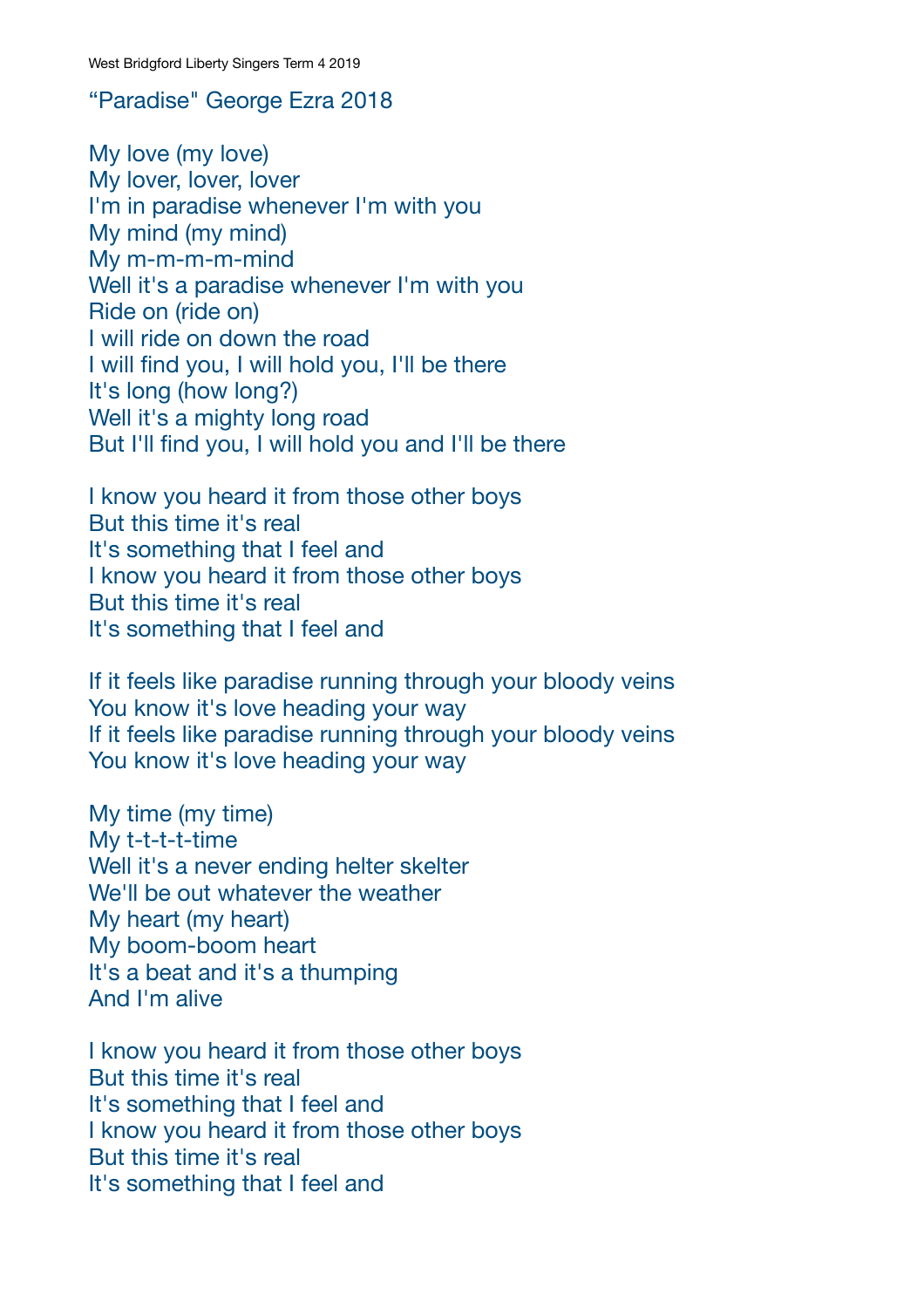West Bridgford Liberty Singers Term 4 2019

"Paradise" George Ezra 2018

My love (my love)
My lover, lover, lover
I'm in paradise whenever I'm with you
My mind (my mind)
My m-m-m-m-mind
Well it's a paradise whenever I'm with you
Ride on (ride on)
I will ride on down the road
I will find you, I will hold you, I'll be there
It's long (how long?)
Well it's a mighty long road
But I'll find you, I will hold you and I'll be there

I know you heard it from those other boys
But this time it's real
It's something that I feel and
I know you heard it from those other boys
But this time it's real
It's something that I feel and

If it feels like paradise running through your bloody veins
You know it's love heading your way
If it feels like paradise running through your bloody veins
You know it's love heading your way

My time (my time)
My t-t-t-t-time
Well it's a never ending helter skelter
We'll be out whatever the weather
My heart (my heart)
My boom-boom heart
It's a beat and it's a thumping
And I'm alive

I know you heard it from those other boys
But this time it's real
It's something that I feel and
I know you heard it from those other boys
But this time it's real
It's something that I feel and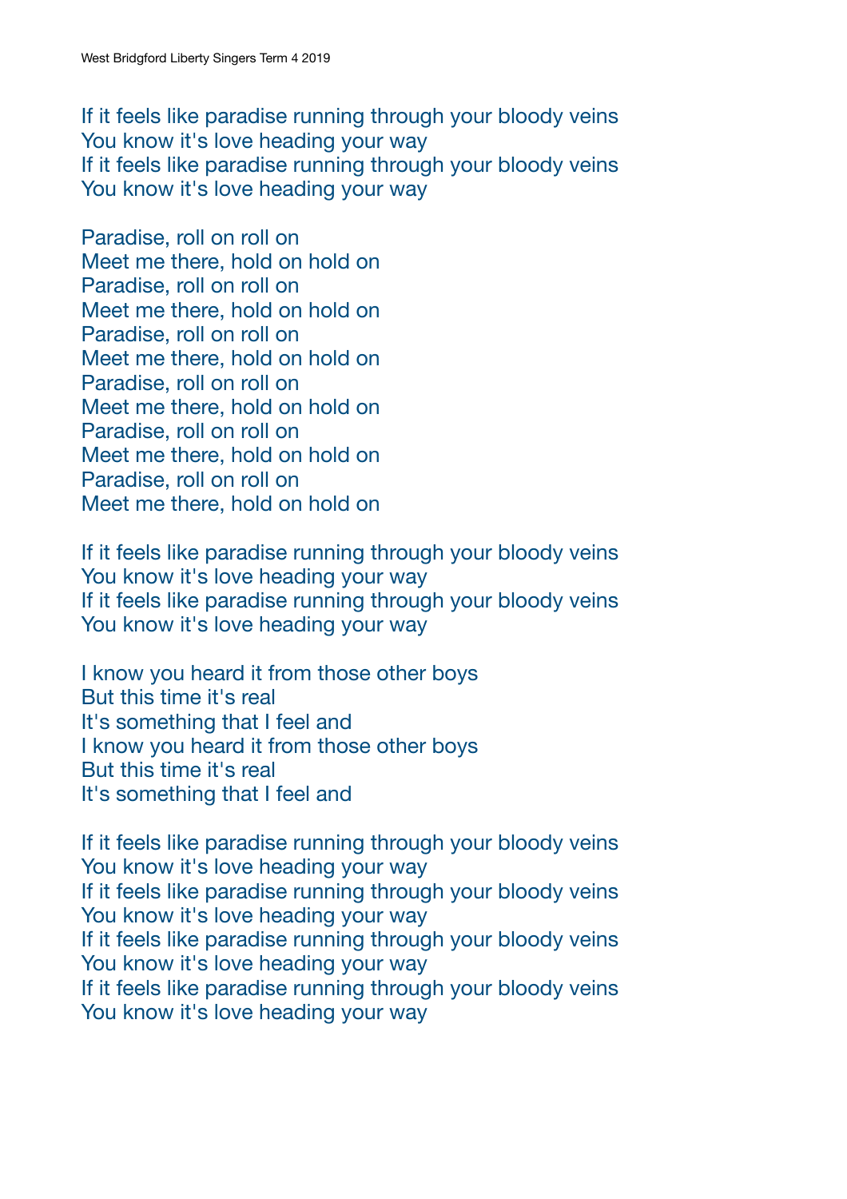If it feels like paradise running through your bloody veins
You know it's love heading your way
If it feels like paradise running through your bloody veins
You know it's love heading your way

Paradise, roll on roll on
Meet me there, hold on hold on
Paradise, roll on roll on
Meet me there, hold on hold on
Paradise, roll on roll on
Meet me there, hold on hold on
Paradise, roll on roll on
Meet me there, hold on hold on
Paradise, roll on roll on
Meet me there, hold on hold on
Paradise, roll on roll on
Meet me there, hold on hold on

If it feels like paradise running through your bloody veins
You know it's love heading your way
If it feels like paradise running through your bloody veins
You know it's love heading your way

I know you heard it from those other boys
But this time it's real
It's something that I feel and
I know you heard it from those other boys
But this time it's real
It's something that I feel and

If it feels like paradise running through your bloody veins
You know it's love heading your way
If it feels like paradise running through your bloody veins
You know it's love heading your way
If it feels like paradise running through your bloody veins
You know it's love heading your way
If it feels like paradise running through your bloody veins
You know it's love heading your way